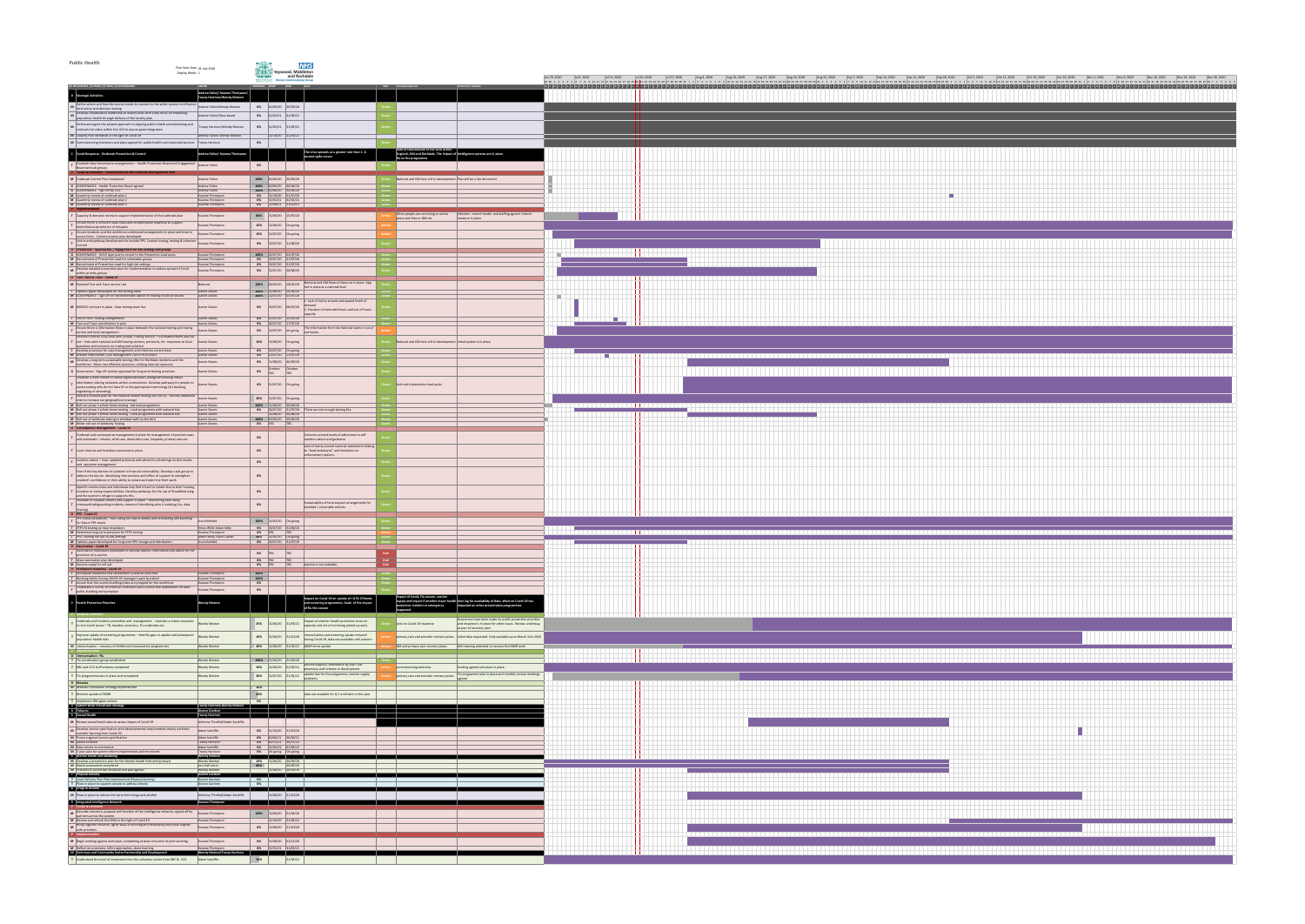# Public Health

Plan Start Date: 15 July 2020
Display Week: 1

Heywood, Middleton and Rochdale Clinical Commissioning Group — NHS

| # | Milestone / Task | Responsible | Progress | Start | End | RAG | Comments | Dependencies |
|---|---|---|---|---|---|---|---|---|
| 0 | **Strategic Activities** | Andrea Fallon/ Kuiama Thompson/ Tracey Harrison/Wendy Meston | | | | | | |
| M | Define where and how the service needs to connect to the wider system to influence local policy and decision making | Andrea Fallon/Wendy Meston | 0% | 01/09/20 | 30/09/20 | Green | | |
| M | Develop collaborative leadership at locality level with a key focus on improving population health through delivery of the locality plan | Andrea Fallon/Place board | 0% | 01/01/21 | 31/03/21 | Green | | |
| M | Define and agree the phased approach to aligning public health commissioning and contracts for place within the LCO to ensure great integration | Tracey Harrison/Wendy Meston | 0% | 01/09/21 | 31/03/21 | Green | | |
| M | Locality Plan refreshed in the light of Covid-19 | Andrea Fallon/ Wendy Meston | | 21/09/20 | 31/03/21 | | | |
| M | Commissioning intentions and plans agreed for public health commissioned services | Tracey Harrison | 0% | | | Green | | |
| 1 | **Covid Response - Outbreak Prevention & Control** | Andrea Fallon/ Kuiama Thompson | | | | | The virus spreads at a greater rate than 1 - is second spike occurs | Lack of transmission of the virus across England, GM and Rochdale. The impact of intelligence systems are in place flu on the programme |
| T | Establish New Governance arrangements – Health Protection Board and Engagement Board and sub groups | Andrea Fallon | 0% | | | Green | | |
| 1.1 | **Scope & Oversight - Establishment of the Outbreak Management Plan** | | | | | | | |
| M | Outbreak Control Plan Completed | Andrea Fallon | 100% | 01/06/20 | 30/06/20 | Green | National and GM item still in development | Plan will be a live document |
| G | GOVERNANCE - Health Protection Board agreed | Andrea Fallon | 100% | 01/06/20 | 15/06/20 | Green | | |
| G | GOVERNANCE - Sign off by LCG | Andrea Fallon | 100% | 01/06/20 | 30/06/20 | Green | | |
| M | Quarterly review of outbreak plan 1 | Kuiama Thompson | 0% | 21/09/20 | 01/10/20 | Green | | |
| M | Quarterly review of outbreak plan 2 | Kuiama Thompson | 0% | 21/12/20 | 01/01/21 | Green | | |
| M | Quarterly review of outbreak plan 3 | Kuiama Thompson | 0% | 22/03/21 | 01/04/21 | Green | | |
| 1.2 | **Implementation** | | | | | | | |
| T | Capacity & demand review to support implementation of the outbreak plan | Kuiama Thompson | 35% | 15/06/20 | 15/07/20 | Amber | Some people are reverting to service roles and links to GM Cell | Infection control 'toolkit' and staffing against interim resource in place |
| T | Ensure there is sufficient data leads and interpretation expertise to support identification/prediction of hotspots | Kuiama Thompson | 10% | 15/06/20 | Ongoing | Amber | | |
| T | Ensure residents and the workforce understand arrangements in place and how to access them - Communication plan developed | Kuiama Thompson | 10% | 22/07/20 | Ongoing | Amber | | |
| T | End to end pathway development to include PPE, Contact tracing, testing & infection Control | Kuiama Thompson | 0% | 05/07/20 | 31/08/20 | Green | | |
| 1.3 | **Prevention - Approaches / Engagement for key settings and groups** | | | | | | | |
| G | GOVERNANCE - SOLG approval is needed in the Prevention Lead posts | Kuiama Thompson | 100% | 22/07/20 | 31/07/20 | Green | | |
| M | Recruitment of Prevention Lead for vulnerable groups | Kuiama Thompson | 0% | 03/07/20 | 31/07/20 | Green | | |
| M | Recruitment of Prevention Lead for high risk settings | Kuiama Thompson | 0% | 03/07/20 | 31/07/20 | Green | | |
| M | Develop detailed prevention plan for implementation to reduce spread of Covid within priority groups | Kuiama Thompson | 0% | 27/07/20 | 30/09/20 | Green | | |
| 1.4 | **Test Track & Trace - Covid-19** | | | | | | | |
| M | National Test and Trace service Live | National | 100% | 28/05/20 | 28/05/20 | Green | National and GM flows of data are in place. App not in place at a national level | |
| T | Options paper developed for the testing model | Gareth Davies | 100% | 15/06/20 | 26/06/20 | Green | | |
| M | GOVERNANCE - Sign off on recommended option for testing model provision | Gareth Davies | 100% | 22/07/20 | 22/07/20 | Green | | |
| M | BARDOC contract in place - Now testing team live | Gareth Davies | 0% | 30/07/20 | 06/07/20 | Green | 1. Lack of clarity around anticipated levels of demand 2. Provision of extended hours and out of hours capacity | |
| T | 2nd & PSOC testing arrangements | Gareth Davies | 0% | 27/07/20 | 31/07/20 | Green | | |
| M | Test and Trace cell decision in post | Gareth Davies | 0% | 30/07/20 | 17/07/20 | Green | | |
| T | Ensure there is information flows in place between the national testing and tracing service and local management | Gareth Davies | 0% | 22/07/20 | on-going | Amber | The information from the National team is not at our bands | |
| T | Establish internal processes and unitised tracing service – GM Establishment and the tier – links with national and GM testing services, protocols, inc. responses to local questions and concerns on tracing and isolation | Gareth Davies | 10% | 22/06/20 | Ongoing | Green | National and GM item still in development | Initial system is in place |
| T | Develop processes for case management and infection control data | Gareth Davies | 0% | 30/07/20 | Ongoing | Green | | |
| M | Enable information Case Management Cell in Rochdale | Gareth Davies | 0% | 27/07/20 | 31/07/20 | Green | | |
| T | Develop a long-term sustainable testing offer for Rochdale residents and the workforce - Model cost effective provision / delivery internal resources | Gareth Davies | 0% | 22/08/20 | 30/09/20 | Green | | |
| G | Governance - Sign off options appraisal for long term testing provision | Gareth Davies | 0% | October TBC | October TBC | Green | | |
| T | Establish a data sharing to secure signed-off, secure, protocol-based related information sharing networks within communities. Develop pathways for people to access testing who do not have IO or the appropriate technology (for booking, registering or attending) | Gareth Davies | 0% | 01/07/20 | Ongoing | Green | Links with prevention lead posts | |
| T | Develop a response plan for national mobile testing unit (MTU) – identify additional sites to increase geographical coverage | Gareth Davies | 20% | 22/07/20 | Ongoing | Green | | |
| M | Roll out phase 1 whole home testing - National programme | Gareth Davies | 100% | 15/06/20 | 30/06/20 | Green | | |
| T | Roll out phase 2 whole home testing - Local programme with national kits | Gareth Davies | 0% | 06/07/20 | 31/07/20 | Green | There are not enough testing kits | |
| M | Roll out phase 3 whole home testing - Local programme with national kits | Gareth Davies | 0% | | | Green | | |
| M | Roll out of Antibody testing to a detailed staff via the NCA | Gareth Davies | 100% | 07/06/20 | 30/06/20 | Green | | |
| M | Wider roll out of Antibody Testing | Gareth Davies | 0% | TBC | TBC | Green | | |
| 1.5 | **Consequence Management - Covid-19** | | | | | | | |
| T | Outbreak and consequence management in place for management of positive cases and outbreaks – schools, child care, domiciliary care, hospitals, primary care etc | | 0% | | | Green | Concerns around levels of adherence to self isolation advice and guidance | |
| T | Local closures and lockdown processes in place | | 0% | | | Green | Lack of clarity around national caveats in relating to "local lockdowns" and limitations to enforcement options | |
| T | Isolation advice – clear updated protocols and advice for all settings on test results and symptom management | | 0% | | | Green | | |
| T | One of the key barriers to isolation is financial vulnerability. Develop a sub-group to address this barrier, identifying interventions and offers of support to strengthen resident's confidence in their ability to isolate and take time from work | | 0% | | | Green | | |
| T | Specific communities and individuals may find it hard to isolate due to their housing situation or caring responsibilities. Develop pathways for the use of Mowbfield siting and the business's refuge to support this | | 0% | | | Green | | |
| T | Shielded or isolated contacts and support in place – Monitoring how being (released) safeguarding incidents, means of identifying who is isolating (inc. data sharing) | | 0% | | | Green | Sustainability of local support arrangements for shielded / vulnerable cohorts | |
| 1.6 | **PPE - Covid-19** | | | | | | | |
| T | PPE supply escalations – Procuring our stock to identify and forecasting and planning for future PPE needs | Lisa Scholfield | 100% | 22/03/20 | Ongoing | Green | | |
| T | FFP3 fit testing on new employees | Kirsty Wild/ Alison Kelly | 0% | 30/07/20 | 31/08/20 | Green | | |
| M | Determine long term provision for FFP3 testing | Kuiama Thompson | 0% | TBC | TBC | Green | | |
| T | PPE training for use to key settings | Alison Kelly/ Kirsty Lawler | 20% | 22/03/20 | Ongoing | Green | | |
| M | Options paper developed for long term PPE storage and distribution | Lisa Scholfield | 0% | 30/07/20 | 31/08/20 | Green | | |
| 1.7 | **Vaccination - Covid-19** | | | | | | | |
| T | Vaccination framework developed to provide specific information and advice on the provision of a vaccine | | 0% | TBC | TBC | Red | | |
| T | Mass vaccination plan developed | | 0% | TBC | TBC | Red | | |
| M | Vaccine ready for roll out | | 0% | TBC | TBC | Red | Vaccine is not available | |
| 1.8 | **Workplace Guidance - Covid-19** | | | | | | | |
| T | Workplace Readiness Plan adopted for Customer Contact | Kuiama Thompson | 100% | | | Green | | |
| T | Working Safety During COVID-19 managers packs launched | Kuiama Thompson | 100% | | | Green | | |
| T | Ensure that the council's buildings etc are prepared for the workforce | Kuiama Thompson | 0% | | | Green | | |
| T | Undertake a COVID-19 infection prevention and control Risk assessment for each public building and workplace | Kuiama Thompson | 0% | | | Green | | |
| 2 | **Health Protection Priorities** | Wendy Meston | | | | | Impact on Covid-19 on uptake of ILTB, CTRemo and screening programmes. Scale of the impact of the 2nd wave | Impact of Covid-19, flu season, capacity and impact if another major health protection incident or emergency happened. Data lag for availability of data. Work on Covid-19 has impacted on other preventative programmes |
| T | Outbreaks and incident prevention and management - maintain a robust response to non Covid issues – TB, measles, norovirus, flu outbreaks etc. | Wendy Meston | 25% | 22/06/20 | 31/03/21 | Green | Impact of another health protection issue on capacity and risk of not being picked up early | Links to Covid-19 response | Discussions have been made so public protection priorities and response is in place for other issues. Review underway as part of recovery plan |
| T | Improve uptake of screening programmes – identify gaps in uptake and subsequent population health risks | Wendy Meston | 10% | 22/06/20 | 31/03/20 | Amber | Immunisation and screening uptake reduced during Covid-19, data not available until autumn | Primary care and provider recovery plans | Initial data requested. Only available up to March 31st 2020 |
| M | Immunisation – recovery of childhood immunisation programmes | Wendy Meston | 10% | 22/06/20 | 31/08/20 | Amber | MMR to be uptake | GM and primary care recovery plans | GM meeting attended to discuss the MMR work |
| 2.1 | **Immunisation - Flu** | | | | | | | |
| T | Flu coordination group established | Wendy Meston | 100% | 22/06/20 | 30/06/20 | Green | | |
| T | RBC and CCG staff scheme completed | Wendy Meston | 10% | 22/06/20 | 31/03/21 | Green | Vaccine supplies, estimations by start and pharmacy staff scheme in development | Commissioning decisions | Funding agreed and plans in place |
| T | Flu programme plan in place and completed | Wendy Meston | 30% | 20/07/20 | 31/03/21 | Green | Uptake low for the programme, vaccine supply problems | Primary care and provider recovery plans | Flu programme plan in place and monthly review meetings agreed |
| 2.2 | **Measles** | | | | | | | |
| M | Measles elimination strategy implemented | | 10% | | | | | |
| T | Monitor uptake of MMR | | 50% | | | | Data not available for Q.1 until later in the year | |
| T | Implement GM agreed actions | | 0% | | | | | |
| 3 | **System Wide Prevention Strategy** | Tracey Harrison/ Wendy Meston | | | | | | |
| 3.1 | **Tobacco** | Dianne Gardner | | | | | | |
| 3.2 | **Sexual Health** | Tracey Harrison | | | | | | |
| M | Review sexual health data to assess impact of Covid-19 | Anthony Threlfall/Adam Sutcliffe | | | | | | |
| M | Develop service specification with developmental requirements clearly outlined, consider learning from Covid-19 | Adam Sutcliffe | 0% | 01/10/20 | 31/03/20 | | | |
| M | Procure agreed service specification | Adam Sutcliffe | 0% | 01/04/21 | 31/08/21 | | | |
| M | Award contract | Tracey Harrison | 0% | 01/11/21 | 30/11/21 | | | |
| M | New contract to commence | Adam Sutcliffe | 0% | 22/03/21 | 01/08/22 | | | |
| M | 5 year plan for system reform implemented and monitored | Tracey Harrison | 0% | Ongoing | Ongoing | | | |
| 3.3 | **Mental Health and Wellbeing** | Wendy Meston | | | | | | |
| M | Develop a prevention plan for the Mental Health Partnership Board | Wendy Meston | 0% | 22/06/20 | 30/09/20 | | | |
| M | Needs assessment completed | Jon Hallworth | 90% | | 30/09/20 | | | |
| M | Prevention Concordat renewed and plan agreed | Wendy Meston | | 22/06/20 | 30/09/20 | | | |
| 3.4 | **Physical Activity** | Dianne Gardner | | | | | | |
| T | Local Delivery Plan Pilot implemented (Physical Activity) | Dianne Gardner | 0% | | | | | |
| T | Plans in place to support people to address obesity | Dianne Gardner | 0% | | | | | |
| 3.5 | **Drugs & Alcohol** | | | | | | | |
| M | Plans in place to reduce the harm from drugs and alcohol | Anthony Threlfall/Adam Sutcliffe | | 22/06/20 | 31/03/20 | | | |
| 4 | **Integrated Intelligence Network** | Kuiama Thompson | | | | | | |
| 4.1 | **Scope & Oversight** | | | | | | | |
| M | Describe mandate, purpose and function of the intelligence network, signed off by all partners across the system | Kuiama Thompson | 100% | 22/06/20 | 31/08/20 | | | |
| M | Review and refresh the JSNA in the light of Covid-19 | Kuiama Thompson | | 01/10/20 | 31/03/21 | | | |
| M | Bring together intranets, agree ways of working and developing work plan aligned with priorities | Kuiama Thompson | 0% | 22/08/20 | 31/03/20 | | | |
| 4.2 | **Implementation** | | | | | | | |
| M | Begin working against work plan, completing at least one piece of joint working | Kuiama Thompson | 0% | 22/08/20 | 31/12/20 | | | |
| M | Reflect on processes, refine approaches, share learning | Kuiama Thompson | 0% | 20/01/21 | 31/03/21 | | | |
| 5 | **Voluntary and Community Sector Partnership and Development** | Wendy Meston/Tracey Harrison | | | | | | |
| T | Understand the level of investment into the voluntary sector from RBC & CCG | Adam Sutcliffe | 10% | | 31/03/21 | | | |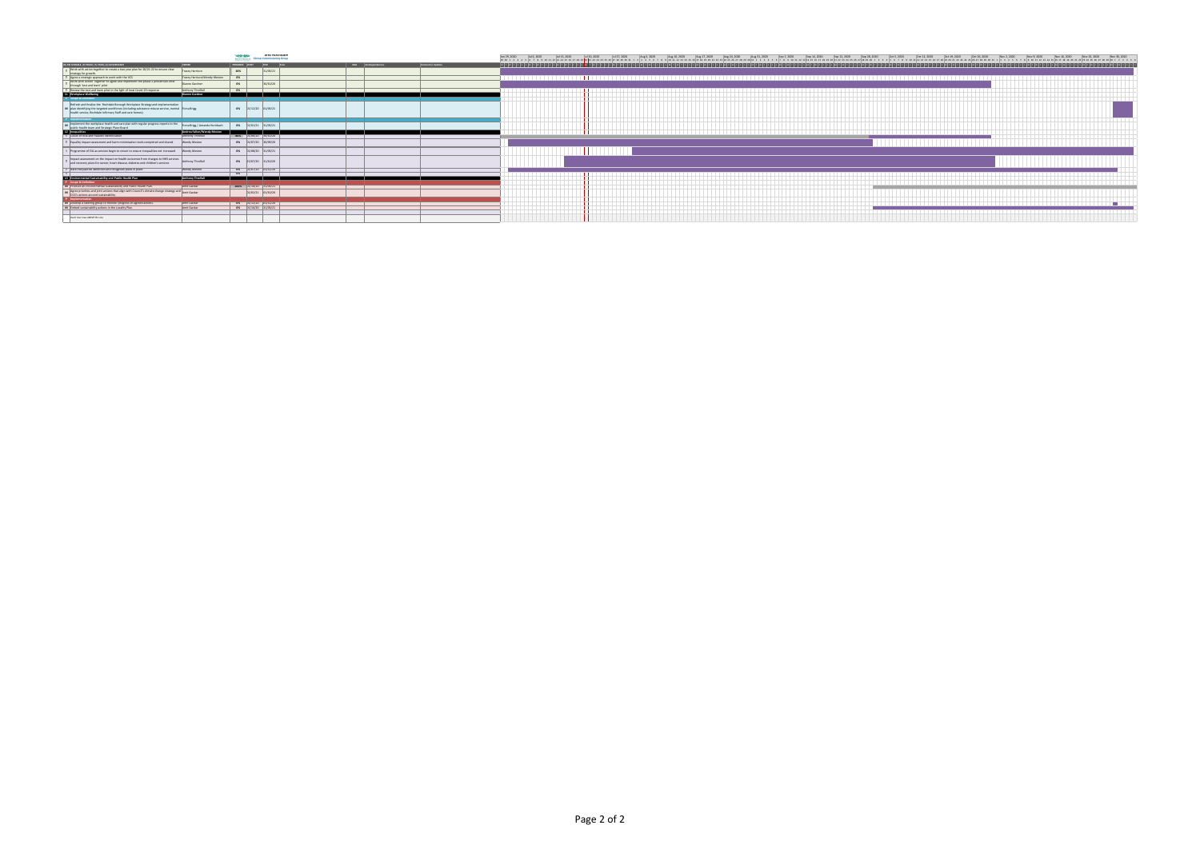Rochdale Borough — HCRG PLAN Gantt — Clinical Commissioning Group

| ID | DELIVERABLE / ACTIONS / TASKS / ACTIVITIES | OWNER | PROGRESS | START | END | Days | RAG | Dependencies | Comments / Updates |
|---|---|---|---|---|---|---|---|---|---|
| 7 | Work with action together to create a two year plan for 20/21-22 to ensure clear strategy for growth | Tracey Harrison | 10% | | 31/03/21 | | | | |
| 7 | Agreed a strategic approach to work with the VCS | Tracey Harrison/Wendy Meston | 0% | | | | | | |
| 7 | Work with action together to agree and implement the phase 2 prevention offer through 'test and learn' pilot | Dianne Gardner | 0% | | 30/03/26 | | | | |
| 7 | Review the test and learn pilot in the light of local Covid-19 response | Anthony Trevihall | 0% | | | | | | |
| 11 | Workplace Wellbeing | Dianne Gardner | | | | | | | |
| | | | | | | | | | |
| 30 | Refresh and finalise the Rochdale Borough Workplace Strategy and implementation plan identifying the targeted workforces (including substance misuse service, mental health service, Rochdale Infirmary Staff and care homes) | Fiona Briggs | 0% | 01/12/20 | 31/03/21 | | | | |
| | | | | | | | | | |
| 30 | Implement the workplace health and care plan with regular progress reports to the public health team and Strategic Place Board | Fiona Briggs / Amanda Humbach | 0% | 01/03/21 | 31/03/21 | | | | |
| 12 | Inequalities | Andrea Fallon/Wendy Meston | | | | | | | |
| 7 | Covid-19 HIA and Inequalities... | Anthony Trevihall | 100% | | | | | | |
| 7 | Equality impact assessment and harm minimisation tools completed and shared | Wendy Meston | 0% | 01/07/20 | 30/09/20 | | | | |
| 7 | Programme of EIA as services begin to restart to ensure inequalities not increased | Wendy Meston | 0% | 01/08/20 | 31/08/21 | | | | |
| 7 | Impact assessment on the impact on health outcomes from changes to NHS services and recovery plans for cancer, heart disease, diabetes and children's services | Anthony Trevihall | 0% | 01/07/20 | 31/03/20 | | | | |
| 7 | ... | Wendy Meston | 0% | | | | | | |
| | | | 0% | | | | | | |
| 15 | Environmental Sustainability and Public Health Plan | Anthony Trevihall | | | | | | | |
| 7 | Scope & Definition | | | | | | | | |
| 30 | ... Environmental Sustainability and Public Health Plan | Brett Gardner | 100% | | | | | | |
| 30 | Agree priorities and joint actions that align with Council's climate change strategy and 2025 actions around sustainability | Brett Gardner | | 01/02/21 | 31/03/26 | | | | |
| 7 | Implementation | | | | | | | | |
| 30 | Develop a working group to monitor progress on agreed actions | Brett Gardner | 0% | | | | | | |
| 30 | Embed sustainability actions in the Locality Plan | Brett Gardner | 0% | 01/10/20 | 31/08/21 | | | | |
| | Insert new rows ABOVE this one | | | | | | | | |